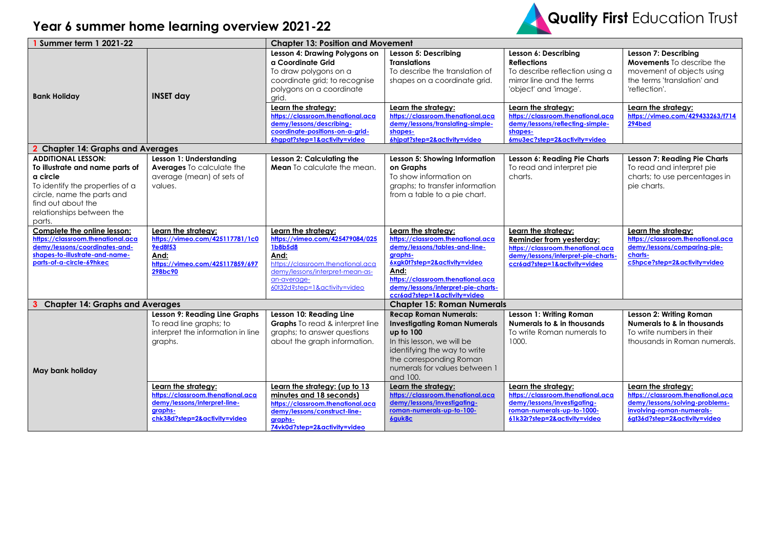# Year 6 summer home learning overview 2021-22

**Quality First** Education Trust

| 1 Summer term 1 2021-22 | | Chapter 13: Position and Movement | | | |
|---|---|---|---|---|---|
| **Bank Holiday** | **INSET day** | **Lesson 4: Drawing Polygons on a Coordinate Grid** To draw polygons on a coordinate grid; to recognise polygons on a coordinate grid. | **Lesson 5: Describing Translations** To describe the translation of shapes on a coordinate grid. | **Lesson 6: Describing Reflections** To describe reflection using a mirror line and the terms 'object' and 'image'. | **Lesson 7: Describing Movements** To describe the movement of objects using the terms 'translation' and 'reflection'. |
| | | Learn the strategy: https://classroom.thenational.academy/lessons/describing-coordinate-positions-on-a-grid-6hgpat?step=1&activity=video | Learn the strategy: https://classroom.thenational.academy/lessons/translating-simple-shapes-6hjpat?step=2&activity=video | Learn the strategy: https://classroom.thenational.academy/lessons/reflecting-simple-shapes-6mu3ec?step=2&activity=video | Learn the strategy: https://vimeo.com/429433263/f714294bed |
| **2 Chapter 14: Graphs and Averages** | | | | | |
| **ADDITIONAL LESSON: To illustrate and name parts of a circle** To identify the properties of a circle, name the parts and find out about the relationships between the parts. | **Lesson 1: Understanding Averages** To calculate the average (mean) of sets of values. | **Lesson 2: Calculating the Mean** To calculate the mean. | **Lesson 5: Showing Information on Graphs** To show information on graphs; to transfer information from a table to a pie chart. | **Lesson 6: Reading Pie Charts** To read and interpret pie charts. | **Lesson 7: Reading Pie Charts** To read and interpret pie charts; to use percentages in pie charts. |
| Complete the online lesson: https://classroom.thenational.academy/lessons/coordinates-and-shapes-to-illustrate-and-name-parts-of-a-circle-69hkec | Learn the strategy: https://vimeo.com/425117781/1c09ed8f53 And: https://vimeo.com/425117859/697298bc90 | Learn the strategy: https://vimeo.com/425479084/0251b8b5d8 And: https://classroom.thenational.academy/lessons/interpret-mean-as-an-average-60t32d?step=1&activity=video | Learn the strategy: https://classroom.thenational.academy/lessons/tables-and-line-graphs-6xgk0t?step=2&activity=video And: https://classroom.thenational.academy/lessons/interpret-pie-charts-ccr6ad?step=1&activity=video | Learn the strategy: Reminder from yesterday: https://classroom.thenational.academy/lessons/interpret-pie-charts-ccr6ad?step=1&activity=video | Learn the strategy: https://classroom.thenational.academy/lessons/comparing-pie-charts-c5hpce?step=2&activity=video |
| **3 Chapter 14: Graphs and Averages** | | | **Chapter 15: Roman Numerals** | | |
| **May bank holiday** | **Lesson 9: Reading Line Graphs** To read line graphs; to interpret the information in line graphs. | **Lesson 10: Reading Line Graphs** To read & interpret line graphs; to answer questions about the graph information. | **Recap Roman Numerals: Investigating Roman Numerals up to 100** In this lesson, we will be identifying the way to write the corresponding Roman numerals for values between 1 and 100. | **Lesson 1: Writing Roman Numerals to & in thousands** To write Roman numerals to 1000. | **Lesson 2: Writing Roman Numerals to & in thousands** To write numbers in their thousands in Roman numerals. |
| | Learn the strategy: https://classroom.thenational.academy/lessons/interpret-line-graphs-chk38d?step=2&activity=video | Learn the strategy: (up to 13 minutes and 18 seconds) https://classroom.thenational.academy/lessons/construct-line-graphs-74vk0d?step=2&activity=video | Learn the strategy: https://classroom.thenational.academy/lessons/investigating-roman-numerals-up-to-100-6guk8c | Learn the strategy: https://classroom.thenational.academy/lessons/investigating-roman-numerals-up-to-1000-61k32r?step=2&activity=video | Learn the strategy: https://classroom.thenational.academy/lessons/solving-problems-involving-roman-numerals-6gt36d?step=2&activity=video |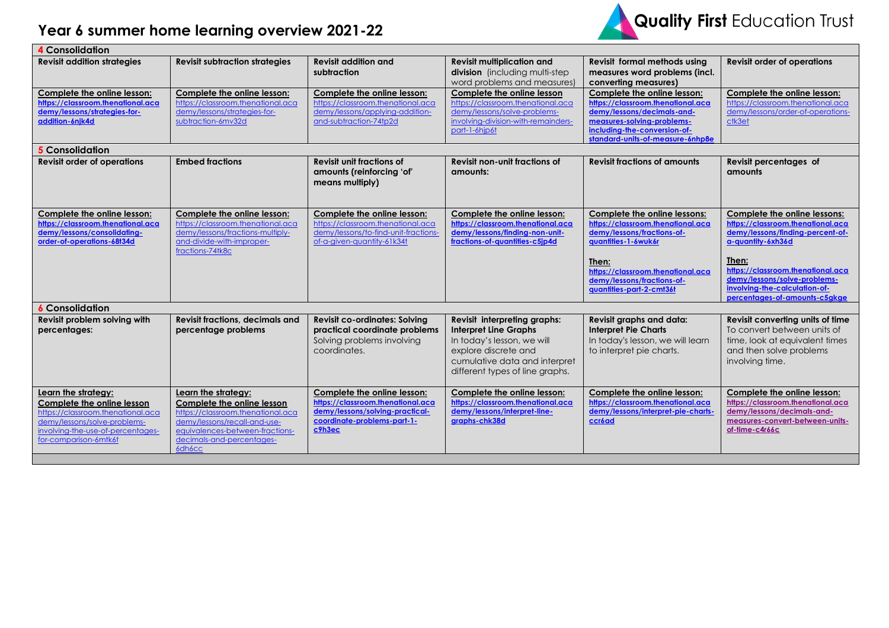# Year 6 summer home learning overview 2021-22

Quality First Education Trust

| 4 Consolidation | | | | | |
|---|---|---|---|---|---|
| **Revisit addition strategies** | **Revisit subtraction strategies** | **Revisit addition and subtraction** | **Revisit multiplication and division** (including multi-step word problems and measures) | **Revisit formal methods using measures word problems (incl. converting measures)** | **Revisit order of operations** |
| **Complete the online lesson:** https://classroom.thenational.academy/lessons/strategies-for-addition-6njk4d | **Complete the online lesson:** https://classroom.thenational.academy/lessons/strategies-for-subtraction-6mv32d | **Complete the online lesson:** https://classroom.thenational.academy/lessons/applying-addition-and-subtraction-74tp2d | **Complete the online lesson** https://classroom.thenational.academy/lessons/solve-problems-involving-division-with-remainders-part-1-6hjp6t | **Complete the online lesson:** https://classroom.thenational.academy/lessons/decimals-and-measures-solving-problems-including-the-conversion-of-standard-units-of-measure-6nhp8e | **Complete the online lesson:** https://classroom.thenational.academy/lessons/order-of-operations-ctk3et |
| **5 Consolidation** | | | | | |
| **Revisit order of operations** | **Embed fractions** | **Revisit unit fractions of amounts (reinforcing 'of' means multiply)** | **Revisit non-unit fractions of amounts:** | **Revisit fractions of amounts** | **Revisit percentages of amounts** |
| **Complete the online lesson:** https://classroom.thenational.academy/lessons/consolidating-order-of-operations-68t34d | **Complete the online lesson:** https://classroom.thenational.academy/lessons/fractions-multiply-and-divide-with-improper-fractions-74tk8c | **Complete the online lesson:** https://classroom.thenational.academy/lessons/to-find-unit-fractions-of-a-given-quantity-61k34t | **Complete the online lesson:** https://classroom.thenational.academy/lessons/finding-non-unit-fractions-of-quantities-c5jp4d | **Complete the online lessons:** https://classroom.thenational.academy/lessons/fractions-of-quantities-1-6wuk6r<br><br>**Then:** https://classroom.thenational.academy/lessons/fractions-of-quantities-part-2-cmt36t | **Complete the online lessons:** https://classroom.thenational.academy/lessons/finding-percent-of-a-quantity-6xh36d<br><br>**Then:** https://classroom.thenational.academy/lessons/solve-problems-involving-the-calculation-of-percentages-of-amounts-c5gkge |
| **6 Consolidation** | | | | | |
| **Revisit problem solving with percentages:** | **Revisit fractions, decimals and percentage problems** | **Revisit co-ordinates: Solving practical coordinate problems** Solving problems involving coordinates. | **Revisit interpreting graphs: Interpret Line Graphs** In today's lesson, we will explore discrete and cumulative data and interpret different types of line graphs. | **Revisit graphs and data: Interpret Pie Charts** In today's lesson, we will learn to interpret pie charts. | **Revisit converting units of time** To convert between units of time, look at equivalent times and then solve problems involving time. |
| **Learn the strategy: Complete the online lesson** https://classroom.thenational.academy/lessons/solve-problems-involving-the-use-of-percentages-for-comparison-6mtk6t | **Learn the strategy: Complete the online lesson** https://classroom.thenational.academy/lessons/recall-and-use-equivalences-between-fractions-decimals-and-percentages-6dh6cc | **Complete the online lesson:** https://classroom.thenational.academy/lessons/solving-practical-coordinate-problems-part-1-c9h3ec | **Complete the online lesson:** https://classroom.thenational.academy/lessons/interpret-line-graphs-chk38d | **Complete the online lesson:** https://classroom.thenational.academy/lessons/interpret-pie-charts-ccr6ad | **Complete the online lesson:** https://classroom.thenational.academy/lessons/decimals-and-measures-convert-between-units-of-time-c4r66c |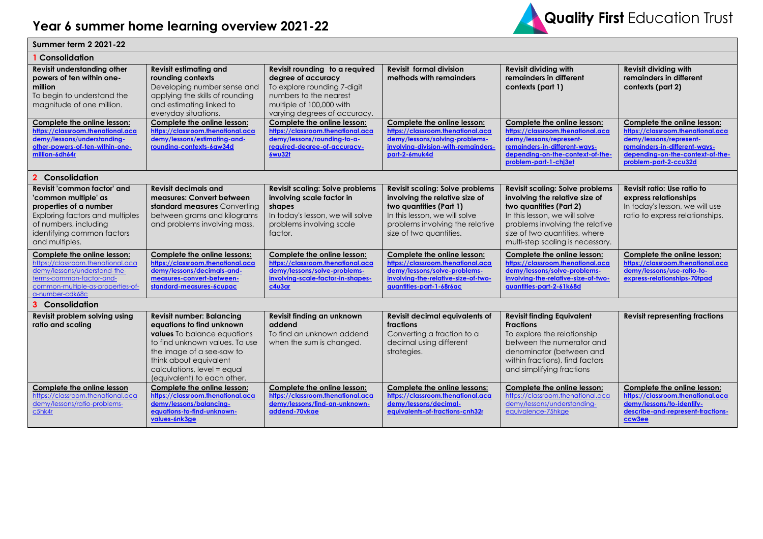# Year 6 summer home learning overview 2021-22

Quality First Education Trust

| Summer term 2 2021-22 | | | | | |
|---|---|---|---|---|---|
| **1 Consolidation** | | | | | |
| **Revisit understanding other powers of ten within one-million** To begin to understand the magnitude of one million. | **Revisit estimating and rounding contexts** Developing number sense and applying the skills of rounding and estimating linked to everyday situations. | **Revisit rounding to a required degree of accuracy** To explore rounding 7-digit numbers to the nearest multiple of 100,000 with varying degrees of accuracy. | **Revisit formal division methods with remainders** | **Revisit dividing with remainders in different contexts (part 1)** | **Revisit dividing with remainders in different contexts (part 2)** |
| **Complete the online lesson:** https://classroom.thenational.academy/lessons/understanding-other-powers-of-ten-within-one-million-6dh64r | **Complete the online lesson:** https://classroom.thenational.academy/lessons/estimating-and-rounding-contexts-6gw34d | **Complete the online lesson:** https://classroom.thenational.academy/lessons/rounding-to-a-required-degree-of-accuracy-6wu32t | **Complete the online lesson:** https://classroom.thenational.academy/lessons/solving-problems-involving-division-with-remainders-part-2-6muk4d | **Complete the online lesson:** https://classroom.thenational.academy/lessons/represent-remainders-in-different-ways-depending-on-the-context-of-the-problem-part-1-chj3et | **Complete the online lesson:** https://classroom.thenational.academy/lessons/represent-remainders-in-different-ways-depending-on-the-context-of-the-problem-part-2-ccu32d |
| **2 Consolidation** | | | | | |
| **Revisit 'common factor' and 'common multiple' as properties of a number** Exploring factors and multiples of numbers, including identifying common factors and multiples. | **Revisit decimals and measures: Convert between standard measures** Converting between grams and kilograms and problems involving mass. | **Revisit scaling: Solve problems involving scale factor in shapes** In today's lesson, we will solve problems involving scale factor. | **Revisit scaling: Solve problems involving the relative size of two quantities (Part 1)** In this lesson, we will solve problems involving the relative size of two quantities. | **Revisit scaling: Solve problems involving the relative size of two quantities (Part 2)** In this lesson, we will solve problems involving the relative size of two quantities, where multi-step scaling is necessary. | **Revisit ratio: Use ratio to express relationships** In today's lesson, we will use ratio to express relationships. |
| **Complete the online lesson:** https://classroom.thenational.academy/lessons/understand-the-terms-common-factor-and-common-multiple-as-properties-of-a-number-cdk68c | **Complete the online lessons:** https://classroom.thenational.academy/lessons/decimals-and-measures-convert-between-standard-measures-6cupac | **Complete the online lesson:** https://classroom.thenational.academy/lessons/solve-problems-involving-scale-factor-in-shapes-c4u3ar | **Complete the online lesson:** https://classroom.thenational.academy/lessons/solve-problems-involving-the-relative-size-of-two-quantities-part-1-68r6ac | **Complete the online lesson:** https://classroom.thenational.academy/lessons/solve-problems-involving-the-relative-size-of-two-quantities-part-2-61k68d | **Complete the online lesson:** https://classroom.thenational.academy/lessons/use-ratio-to-express-relationships-70tpad |
| **3 Consolidation** | | | | | |
| **Revisit problem solving using ratio and scaling** | **Revisit number: Balancing equations to find unknown values** To balance equations to find unknown values. To use the image of a see-saw to think about equivalent calculations, level = equal (equivalent) to each other. | **Revisit finding an unknown addend** To find an unknown addend when the sum is changed. | **Revisit decimal equivalents of fractions** Converting a fraction to a decimal using different strategies. | **Revisit finding Equivalent Fractions** To explore the relationship between the numerator and denominator (between and within fractions), find factors and simplifying fractions | **Revisit representing fractions** |
| **Complete the online lesson** https://classroom.thenational.academy/lessons/ratio-problems-c5hk4r | **Complete the online lesson:** https://classroom.thenational.academy/lessons/balancing-equations-to-find-unknown-values-6nk3ge | **Complete the online lesson:** https://classroom.thenational.academy/lessons/find-an-unknown-addend-70vkae | **Complete the online lessons:** https://classroom.thenational.academy/lessons/decimal-equivalents-of-fractions-cnh32r | **Complete the online lesson:** https://classroom.thenational.academy/lessons/understanding-equivalence-75hkge | **Complete the online lesson:** https://classroom.thenational.academy/lessons/to-identify-describe-and-represent-fractions-ccw3ee |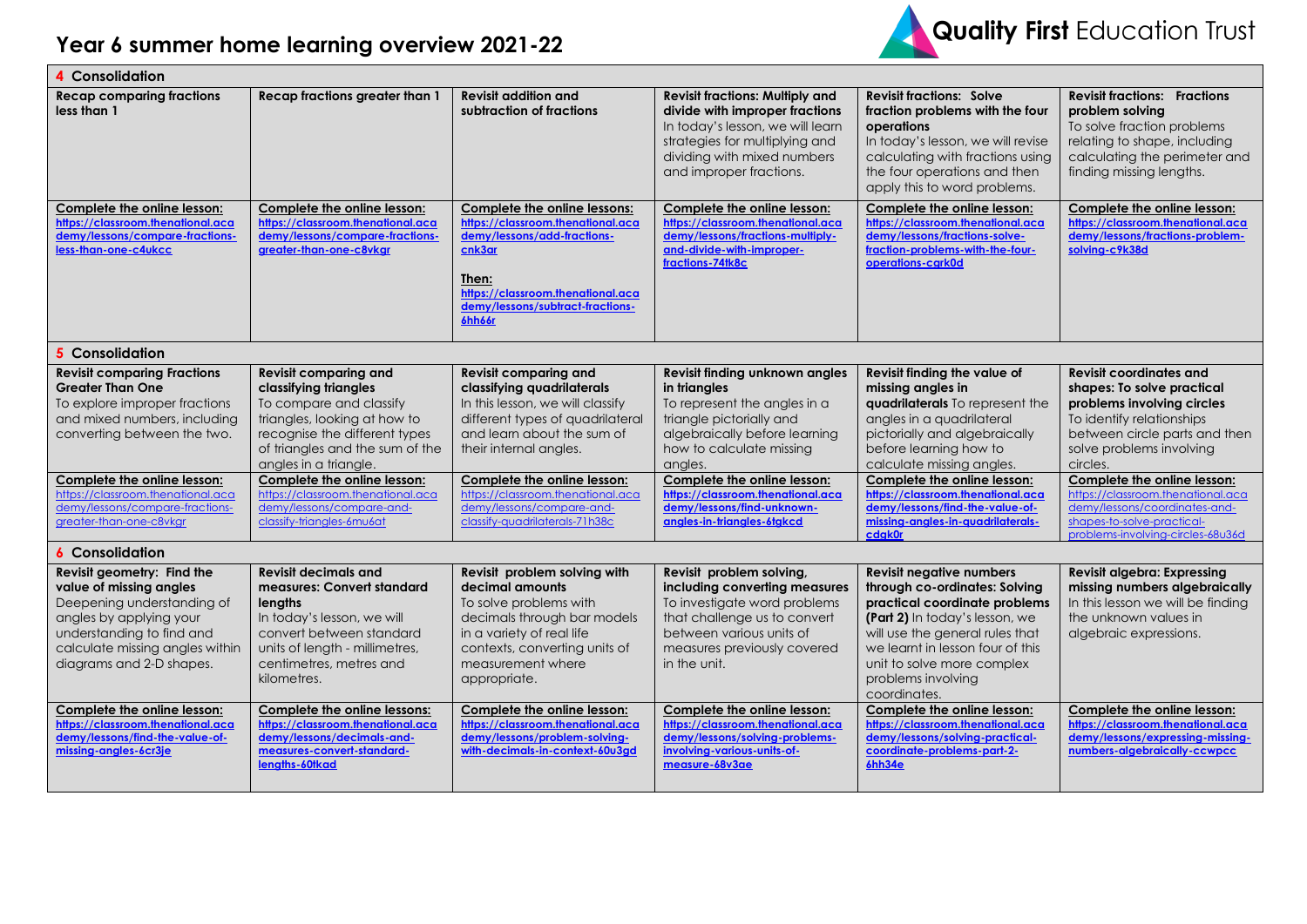# Year 6 summer home learning overview 2021-22

Quality First Education Trust

| 4 Consolidation | | | | | |
|---|---|---|---|---|---|
| **Recap comparing fractions less than 1** | **Recap fractions greater than 1** | **Revisit addition and subtraction of fractions** | **Revisit fractions: Multiply and divide with improper fractions** In today's lesson, we will learn strategies for multiplying and dividing with mixed numbers and improper fractions. | **Revisit fractions: Solve fraction problems with the four operations** In today's lesson, we will revise calculating with fractions using the four operations and then apply this to word problems. | **Revisit fractions: Fractions problem solving** To solve fraction problems relating to shape, including calculating the perimeter and finding missing lengths. |
| **Complete the online lesson:** https://classroom.thenational.academy/lessons/compare-fractions-less-than-one-c4ukcc | **Complete the online lesson:** https://classroom.thenational.academy/lessons/compare-fractions-greater-than-one-c8vkgr | **Complete the online lessons:** https://classroom.thenational.academy/lessons/add-fractions-cnk3ar **Then:** https://classroom.thenational.academy/lessons/subtract-fractions-6hh66r | **Complete the online lesson:** https://classroom.thenational.academy/lessons/fractions-multiply-and-divide-with-improper-fractions-74tk8c | **Complete the online lesson:** https://classroom.thenational.academy/lessons/fractions-solve-fraction-problems-with-the-four-operations-cgrk0d | **Complete the online lesson:** https://classroom.thenational.academy/lessons/fractions-problem-solving-c9k38d |
| **5 Consolidation** | | | | | |
| **Revisit comparing Fractions Greater Than One** To explore improper fractions and mixed numbers, including converting between the two. | **Revisit comparing and classifying triangles** To compare and classify triangles, looking at how to recognise the different types of triangles and the sum of the angles in a triangle. | **Revisit comparing and classifying quadrilaterals** In this lesson, we will classify different types of quadrilateral and learn about the sum of their internal angles. | **Revisit finding unknown angles in triangles** To represent the angles in a triangle pictorially and algebraically before learning how to calculate missing angles. | **Revisit finding the value of missing angles in quadrilaterals** To represent the angles in a quadrilateral pictorially and algebraically before learning how to calculate missing angles. | **Revisit coordinates and shapes: To solve practical problems involving circles** To identify relationships between circle parts and then solve problems involving circles. |
| **Complete the online lesson:** https://classroom.thenational.academy/lessons/compare-fractions-greater-than-one-c8vkgr | **Complete the online lesson:** https://classroom.thenational.academy/lessons/compare-and-classify-triangles-6mu6at | **Complete the online lesson:** https://classroom.thenational.academy/lessons/compare-and-classify-quadrilaterals-71h38c | **Complete the online lesson:** https://classroom.thenational.academy/lessons/find-unknown-angles-in-triangles-6tgkcd | **Complete the online lesson:** https://classroom.thenational.academy/lessons/find-the-value-of-missing-angles-in-quadrilaterals-cdgk0r | **Complete the online lesson:** https://classroom.thenational.academy/lessons/coordinates-and-shapes-to-solve-practical-problems-involving-circles-68u36d |
| **6 Consolidation** | | | | | |
| **Revisit geometry: Find the value of missing angles** Deepening understanding of angles by applying your understanding to find and calculate missing angles within diagrams and 2-D shapes. | **Revisit decimals and measures: Convert standard lengths** In today's lesson, we will convert between standard units of length - millimetres, centimetres, metres and kilometres. | **Revisit problem solving with decimal amounts** To solve problems with decimals through bar models in a variety of real life contexts, converting units of measurement where appropriate. | **Revisit problem solving, including converting measures** To investigate word problems that challenge us to convert between various units of measures previously covered in the unit. | **Revisit negative numbers through co-ordinates: Solving practical coordinate problems (Part 2)** In today's lesson, we will use the general rules that we learnt in lesson four of this unit to solve more complex problems involving coordinates. | **Revisit algebra: Expressing missing numbers algebraically** In this lesson we will be finding the unknown values in algebraic expressions. |
| **Complete the online lesson:** https://classroom.thenational.academy/lessons/find-the-value-of-missing-angles-6cr3je | **Complete the online lessons:** https://classroom.thenational.academy/lessons/decimals-and-measures-convert-standard-lengths-60tkad | **Complete the online lesson:** https://classroom.thenational.academy/lessons/problem-solving-with-decimals-in-context-60u3gd | **Complete the online lesson:** https://classroom.thenational.academy/lessons/solving-problems-involving-various-units-of-measure-68v3ae | **Complete the online lesson:** https://classroom.thenational.academy/lessons/solving-practical-coordinate-problems-part-2-6hh34e | **Complete the online lesson:** https://classroom.thenational.academy/lessons/expressing-missing-numbers-algebraically-ccwpcc |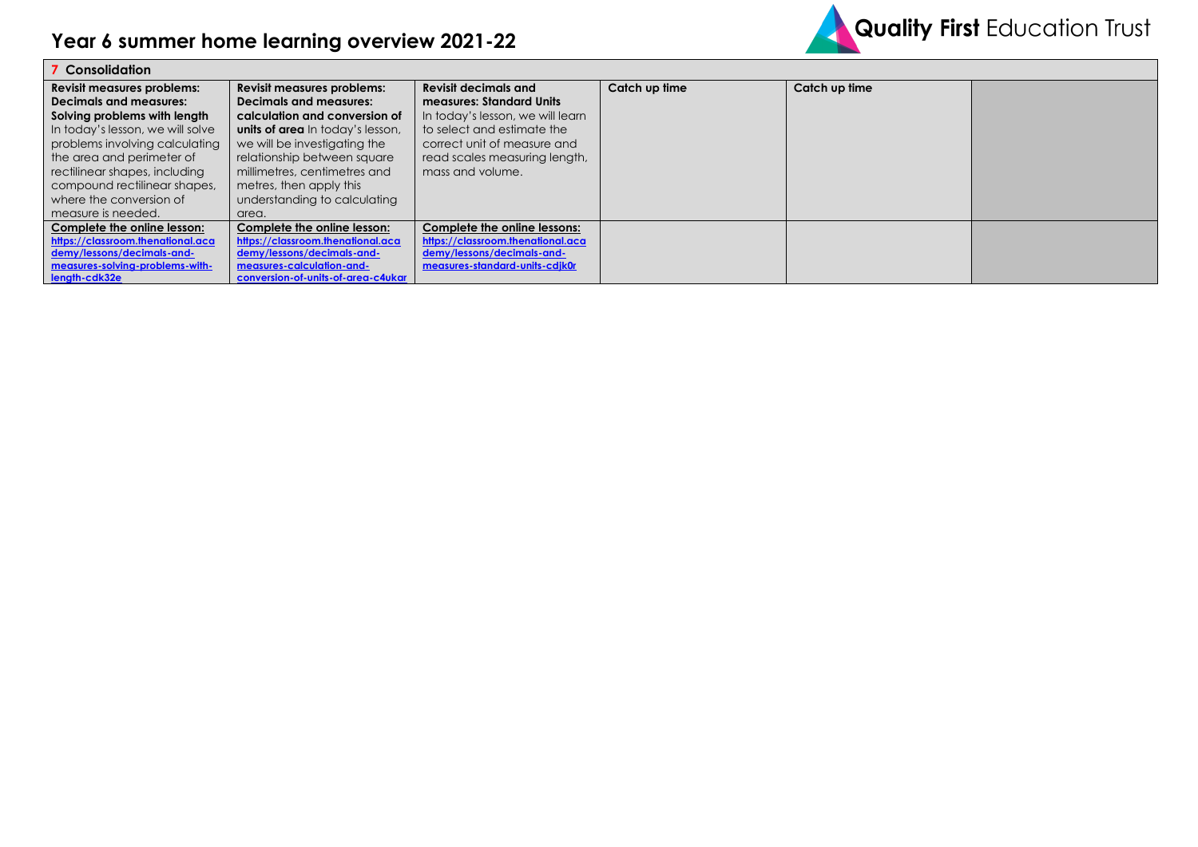# Year 6 summer home learning overview 2021-22

**Quality First** Education Trust

| 7 Consolidation | | | | | |
|---|---|---|---|---|---|
| **Revisit measures problems: Decimals and measures: Solving problems with length** In today's lesson, we will solve problems involving calculating the area and perimeter of rectilinear shapes, including compound rectilinear shapes, where the conversion of measure is needed. | **Revisit measures problems: Decimals and measures: calculation and conversion of units of area** In today's lesson, we will be investigating the relationship between square millimetres, centimetres and metres, then apply this understanding to calculating area. | **Revisit decimals and measures: Standard Units** In today's lesson, we will learn to select and estimate the correct unit of measure and read scales measuring length, mass and volume. | **Catch up time** | **Catch up time** | |
| **Complete the online lesson:** https://classroom.thenational.academy/lessons/decimals-and-measures-solving-problems-with-length-cdk32e | **Complete the online lesson:** https://classroom.thenational.academy/lessons/decimals-and-measures-calculation-and-conversion-of-units-of-area-c4ukar | **Complete the online lessons:** https://classroom.thenational.academy/lessons/decimals-and-measures-standard-units-cdjk0r | | | |